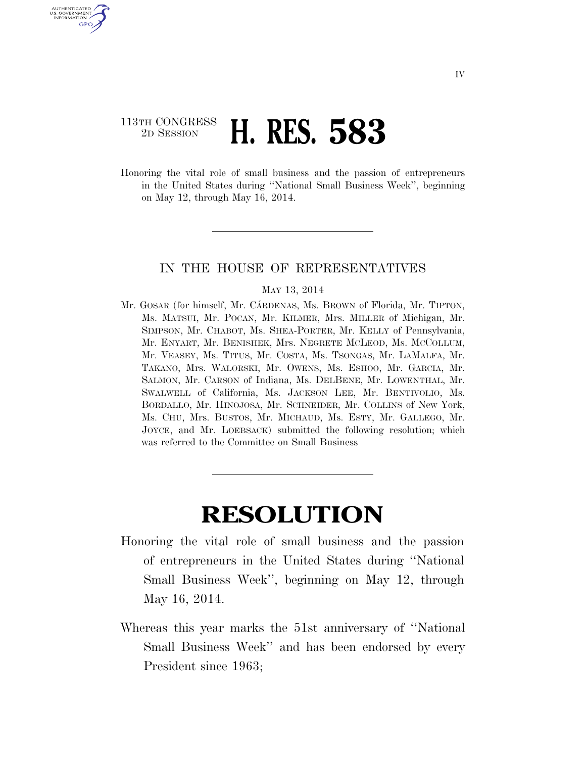113TH CONGRESS
2D SESSION

# H. RES. 583

Honoring the vital role of small business and the passion of entrepreneurs in the United States during ''National Small Business Week'', beginning on May 12, through May 16, 2014.

IN THE HOUSE OF REPRESENTATIVES

MAY 13, 2014

Mr. GOSAR (for himself, Mr. CÁRDENAS, Ms. BROWN of Florida, Mr. TIPTON, Ms. MATSUI, Mr. POCAN, Mr. KILMER, Mrs. MILLER of Michigan, Mr. SIMPSON, Mr. CHABOT, Ms. SHEA-PORTER, Mr. KELLY of Pennsylvania, Mr. ENYART, Mr. BENISHEK, Mrs. NEGRETE MCLEOD, Ms. MCCOLLUM, Mr. VEASEY, Ms. TITUS, Mr. COSTA, Ms. TSONGAS, Mr. LAMALFA, Mr. TAKANO, Mrs. WALORSKI, Mr. OWENS, Ms. ESHOO, Mr. GARCIA, Mr. SALMON, Mr. CARSON of Indiana, Ms. DELBENE, Mr. LOWENTHAL, Mr. SWALWELL of California, Ms. JACKSON LEE, Mr. BENTIVOLIO, Ms. BORDALLO, Mr. HINOJOSA, Mr. SCHNEIDER, Mr. COLLINS of New York, Ms. CHU, Mrs. BUSTOS, Mr. MICHAUD, Ms. ESTY, Mr. GALLEGO, Mr. JOYCE, and Mr. LOEBSACK) submitted the following resolution; which was referred to the Committee on Small Business

# RESOLUTION

Honoring the vital role of small business and the passion of entrepreneurs in the United States during ''National Small Business Week'', beginning on May 12, through May 16, 2014.

Whereas this year marks the 51st anniversary of ''National Small Business Week'' and has been endorsed by every President since 1963;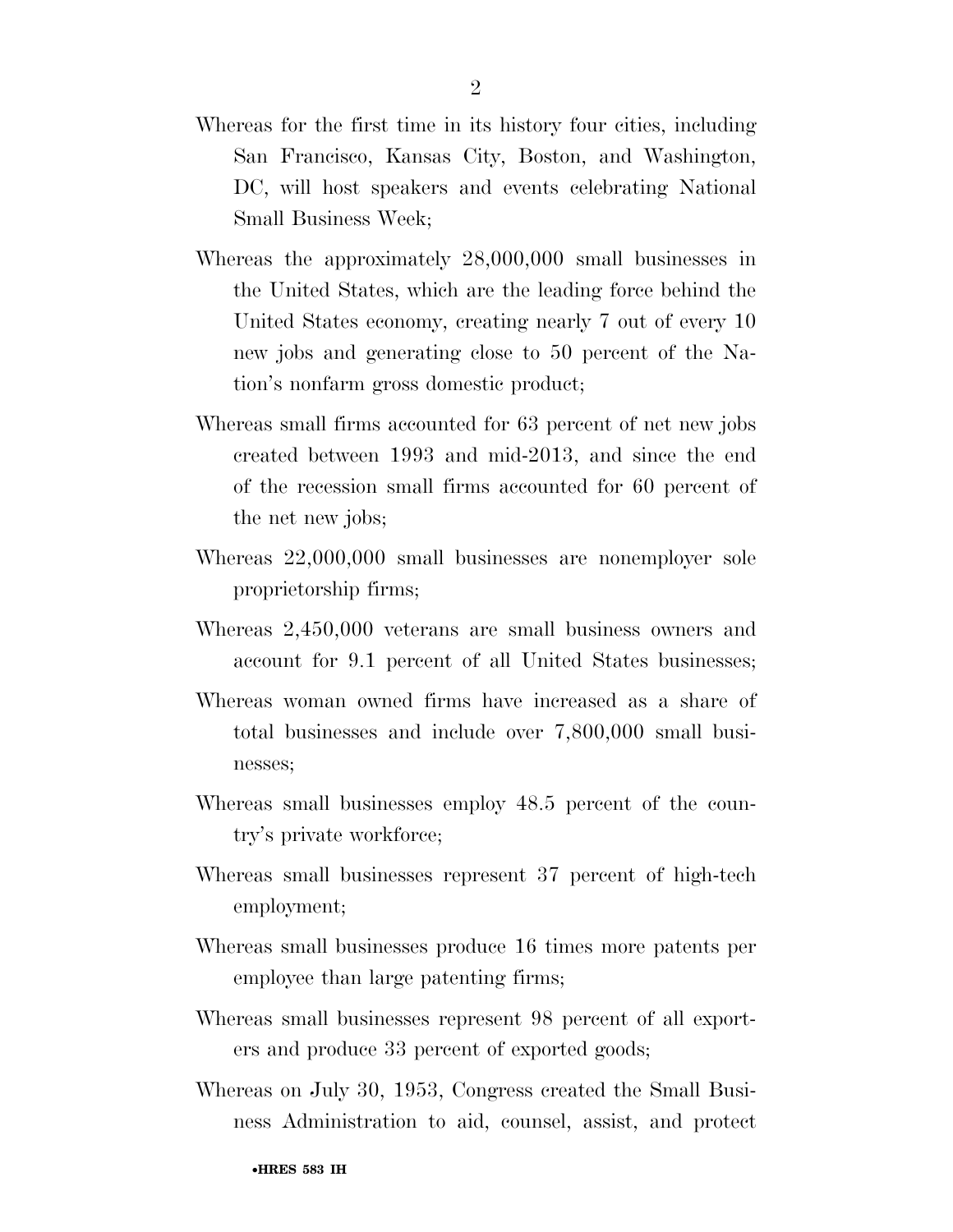Whereas for the first time in its history four cities, including San Francisco, Kansas City, Boston, and Washington, DC, will host speakers and events celebrating National Small Business Week;

Whereas the approximately 28,000,000 small businesses in the United States, which are the leading force behind the United States economy, creating nearly 7 out of every 10 new jobs and generating close to 50 percent of the Nation's nonfarm gross domestic product;

Whereas small firms accounted for 63 percent of net new jobs created between 1993 and mid-2013, and since the end of the recession small firms accounted for 60 percent of the net new jobs;

Whereas 22,000,000 small businesses are nonemployer sole proprietorship firms;

Whereas 2,450,000 veterans are small business owners and account for 9.1 percent of all United States businesses;

Whereas woman owned firms have increased as a share of total businesses and include over 7,800,000 small businesses;

Whereas small businesses employ 48.5 percent of the country's private workforce;

Whereas small businesses represent 37 percent of high-tech employment;

Whereas small businesses produce 16 times more patents per employee than large patenting firms;

Whereas small businesses represent 98 percent of all exporters and produce 33 percent of exported goods;

Whereas on July 30, 1953, Congress created the Small Business Administration to aid, counsel, assist, and protect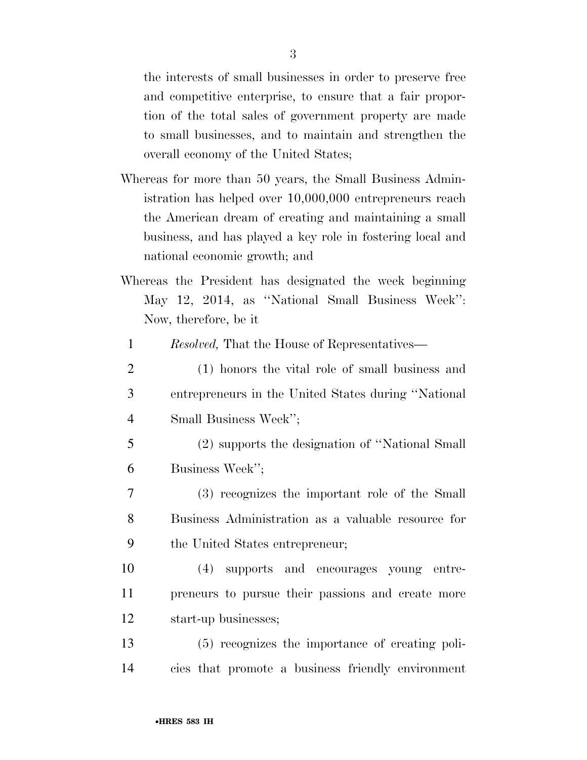the interests of small businesses in order to preserve free and competitive enterprise, to ensure that a fair proportion of the total sales of government property are made to small businesses, and to maintain and strengthen the overall economy of the United States;

Whereas for more than 50 years, the Small Business Administration has helped over 10,000,000 entrepreneurs reach the American dream of creating and maintaining a small business, and has played a key role in fostering local and national economic growth; and

Whereas the President has designated the week beginning May 12, 2014, as ''National Small Business Week'': Now, therefore, be it

1 *Resolved,* That the House of Representatives—

2 (1) honors the vital role of small business and
3 entrepreneurs in the United States during ''National
4 Small Business Week'';

5 (2) supports the designation of ''National Small
6 Business Week'';

7 (3) recognizes the important role of the Small
8 Business Administration as a valuable resource for
9 the United States entrepreneur;

10 (4) supports and encourages young entre-
11 preneurs to pursue their passions and create more
12 start-up businesses;

13 (5) recognizes the importance of creating poli-
14 cies that promote a business friendly environment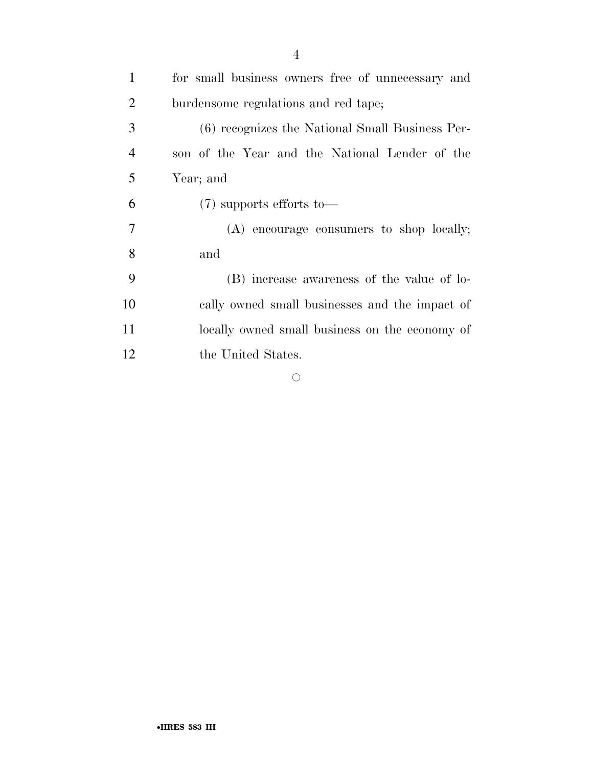for small business owners free of unnecessary and burdensome regulations and red tape;

(6) recognizes the National Small Business Person of the Year and the National Lender of the Year; and

(7) supports efforts to—

(A) encourage consumers to shop locally; and

(B) increase awareness of the value of locally owned small businesses and the impact of locally owned small business on the economy of the United States.

○